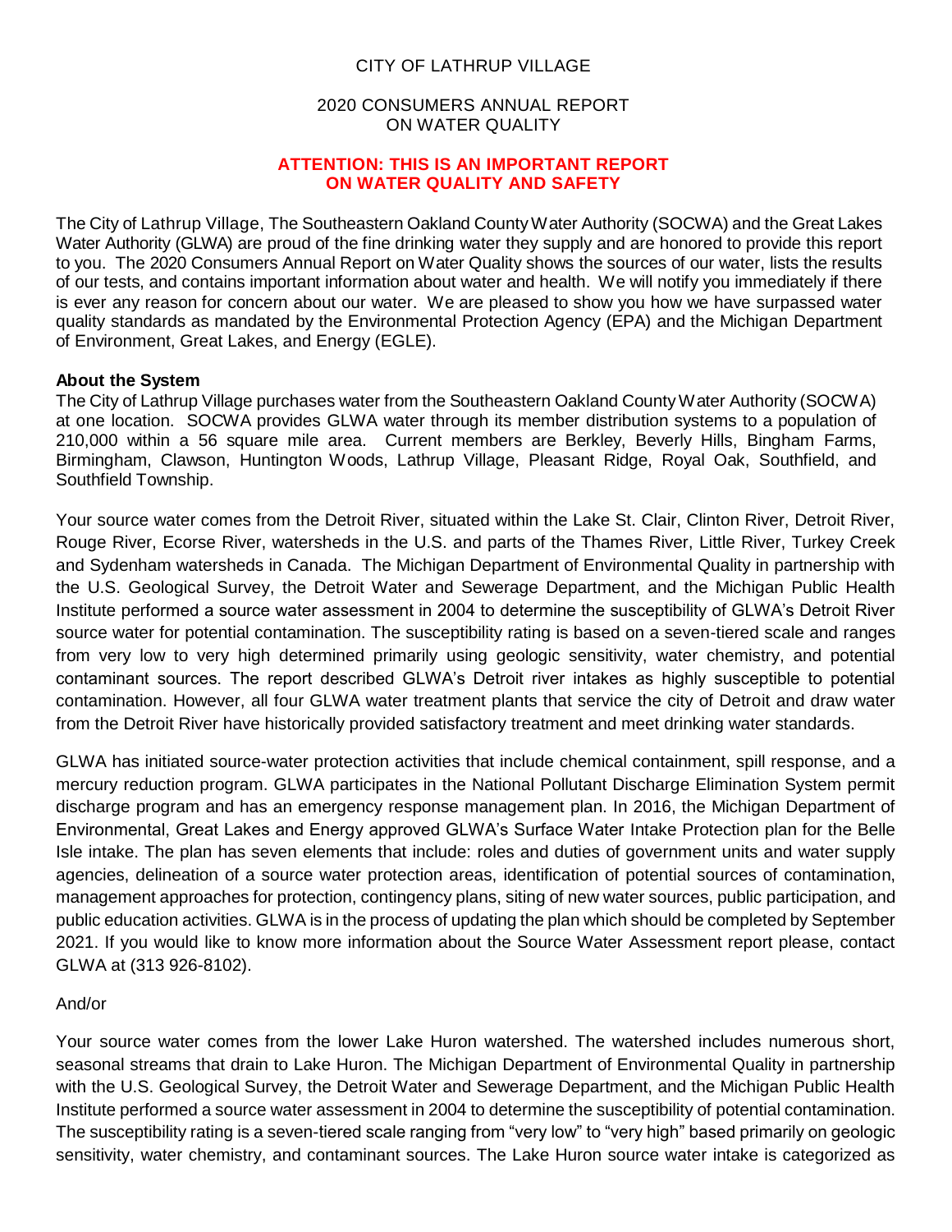# CITY OF LATHRUP VILLAGE

## 2020 CONSUMERS ANNUAL REPORT ON WATER QUALITY

**ATTENTION: THIS IS AN IMPORTANT REPORT ON WATER QUALITY AND SAFETY**

The City of Lathrup Village, The Southeastern Oakland County Water Authority (SOCWA) and the Great Lakes Water Authority (GLWA) are proud of the fine drinking water they supply and are honored to provide this report to you. The 2020 Consumers Annual Report on Water Quality shows the sources of our water, lists the results of our tests, and contains important information about water and health. We will notify you immediately if there is ever any reason for concern about our water. We are pleased to show you how we have surpassed water quality standards as mandated by the Environmental Protection Agency (EPA) and the Michigan Department of Environment, Great Lakes, and Energy (EGLE).

**About the System**

The City of Lathrup Village purchases water from the Southeastern Oakland County Water Authority (SOCWA) at one location. SOCWA provides GLWA water through its member distribution systems to a population of 210,000 within a 56 square mile area. Current members are Berkley, Beverly Hills, Bingham Farms, Birmingham, Clawson, Huntington Woods, Lathrup Village, Pleasant Ridge, Royal Oak, Southfield, and Southfield Township.

Your source water comes from the Detroit River, situated within the Lake St. Clair, Clinton River, Detroit River, Rouge River, Ecorse River, watersheds in the U.S. and parts of the Thames River, Little River, Turkey Creek and Sydenham watersheds in Canada. The Michigan Department of Environmental Quality in partnership with the U.S. Geological Survey, the Detroit Water and Sewerage Department, and the Michigan Public Health Institute performed a source water assessment in 2004 to determine the susceptibility of GLWA's Detroit River source water for potential contamination. The susceptibility rating is based on a seven-tiered scale and ranges from very low to very high determined primarily using geologic sensitivity, water chemistry, and potential contaminant sources. The report described GLWA's Detroit river intakes as highly susceptible to potential contamination. However, all four GLWA water treatment plants that service the city of Detroit and draw water from the Detroit River have historically provided satisfactory treatment and meet drinking water standards.

GLWA has initiated source-water protection activities that include chemical containment, spill response, and a mercury reduction program. GLWA participates in the National Pollutant Discharge Elimination System permit discharge program and has an emergency response management plan. In 2016, the Michigan Department of Environmental, Great Lakes and Energy approved GLWA's Surface Water Intake Protection plan for the Belle Isle intake. The plan has seven elements that include: roles and duties of government units and water supply agencies, delineation of a source water protection areas, identification of potential sources of contamination, management approaches for protection, contingency plans, siting of new water sources, public participation, and public education activities. GLWA is in the process of updating the plan which should be completed by September 2021. If you would like to know more information about the Source Water Assessment report please, contact GLWA at (313 926-8102).

And/or

Your source water comes from the lower Lake Huron watershed. The watershed includes numerous short, seasonal streams that drain to Lake Huron. The Michigan Department of Environmental Quality in partnership with the U.S. Geological Survey, the Detroit Water and Sewerage Department, and the Michigan Public Health Institute performed a source water assessment in 2004 to determine the susceptibility of potential contamination. The susceptibility rating is a seven-tiered scale ranging from "very low" to "very high" based primarily on geologic sensitivity, water chemistry, and contaminant sources. The Lake Huron source water intake is categorized as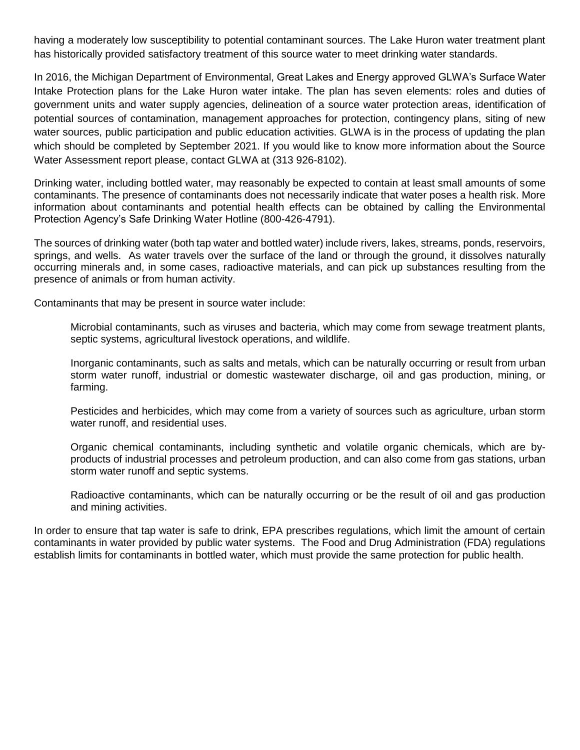having a moderately low susceptibility to potential contaminant sources. The Lake Huron water treatment plant has historically provided satisfactory treatment of this source water to meet drinking water standards.

In 2016, the Michigan Department of Environmental, Great Lakes and Energy approved GLWA's Surface Water Intake Protection plans for the Lake Huron water intake. The plan has seven elements: roles and duties of government units and water supply agencies, delineation of a source water protection areas, identification of potential sources of contamination, management approaches for protection, contingency plans, siting of new water sources, public participation and public education activities. GLWA is in the process of updating the plan which should be completed by September 2021. If you would like to know more information about the Source Water Assessment report please, contact GLWA at (313 926-8102).

Drinking water, including bottled water, may reasonably be expected to contain at least small amounts of some contaminants. The presence of contaminants does not necessarily indicate that water poses a health risk. More information about contaminants and potential health effects can be obtained by calling the Environmental Protection Agency's Safe Drinking Water Hotline (800-426-4791).

The sources of drinking water (both tap water and bottled water) include rivers, lakes, streams, ponds, reservoirs, springs, and wells. As water travels over the surface of the land or through the ground, it dissolves naturally occurring minerals and, in some cases, radioactive materials, and can pick up substances resulting from the presence of animals or from human activity.

Contaminants that may be present in source water include:

> Microbial contaminants, such as viruses and bacteria, which may come from sewage treatment plants, septic systems, agricultural livestock operations, and wildlife.
>
> Inorganic contaminants, such as salts and metals, which can be naturally occurring or result from urban storm water runoff, industrial or domestic wastewater discharge, oil and gas production, mining, or farming.
>
> Pesticides and herbicides, which may come from a variety of sources such as agriculture, urban storm water runoff, and residential uses.
>
> Organic chemical contaminants, including synthetic and volatile organic chemicals, which are by-products of industrial processes and petroleum production, and can also come from gas stations, urban storm water runoff and septic systems.
>
> Radioactive contaminants, which can be naturally occurring or be the result of oil and gas production and mining activities.

In order to ensure that tap water is safe to drink, EPA prescribes regulations, which limit the amount of certain contaminants in water provided by public water systems. The Food and Drug Administration (FDA) regulations establish limits for contaminants in bottled water, which must provide the same protection for public health.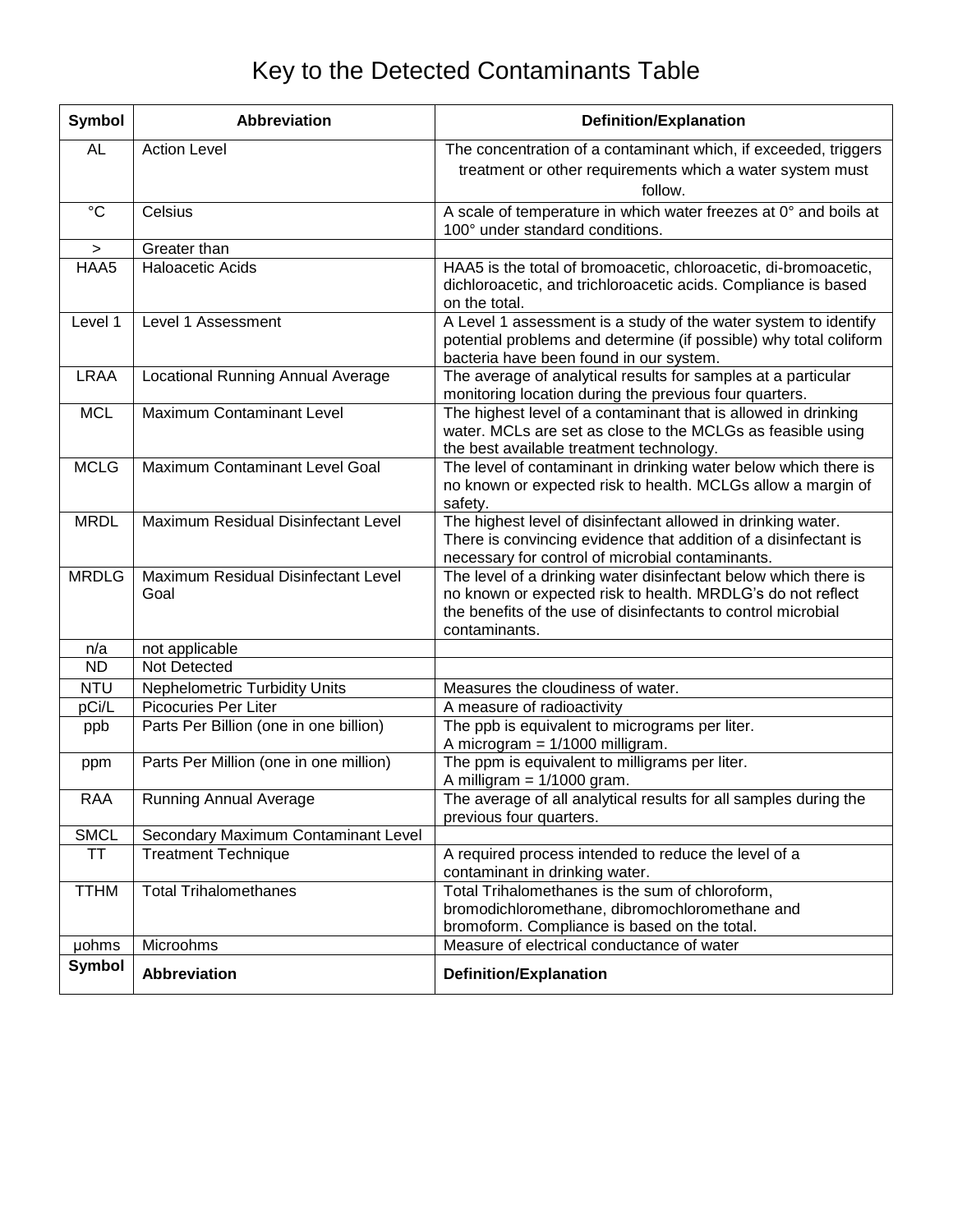# Key to the Detected Contaminants Table

| Symbol | Abbreviation | Definition/Explanation |
|---|---|---|
| AL | Action Level | The concentration of a contaminant which, if exceeded, triggers treatment or other requirements which a water system must follow. |
| °C | Celsius | A scale of temperature in which water freezes at 0° and boils at 100° under standard conditions. |
| > | Greater than | |
| HAA5 | Haloacetic Acids | HAA5 is the total of bromoacetic, chloroacetic, di-bromoacetic, dichloroacetic, and trichloroacetic acids. Compliance is based on the total. |
| Level 1 | Level 1 Assessment | A Level 1 assessment is a study of the water system to identify potential problems and determine (if possible) why total coliform bacteria have been found in our system. |
| LRAA | Locational Running Annual Average | The average of analytical results for samples at a particular monitoring location during the previous four quarters. |
| MCL | Maximum Contaminant Level | The highest level of a contaminant that is allowed in drinking water. MCLs are set as close to the MCLGs as feasible using the best available treatment technology. |
| MCLG | Maximum Contaminant Level Goal | The level of contaminant in drinking water below which there is no known or expected risk to health. MCLGs allow a margin of safety. |
| MRDL | Maximum Residual Disinfectant Level | The highest level of disinfectant allowed in drinking water. There is convincing evidence that addition of a disinfectant is necessary for control of microbial contaminants. |
| MRDLG | Maximum Residual Disinfectant Level Goal | The level of a drinking water disinfectant below which there is no known or expected risk to health. MRDLG's do not reflect the benefits of the use of disinfectants to control microbial contaminants. |
| n/a | not applicable | |
| ND | Not Detected | |
| NTU | Nephelometric Turbidity Units | Measures the cloudiness of water. |
| pCi/L | Picocuries Per Liter | A measure of radioactivity |
| ppb | Parts Per Billion (one in one billion) | The ppb is equivalent to micrograms per liter. A microgram = 1/1000 milligram. |
| ppm | Parts Per Million (one in one million) | The ppm is equivalent to milligrams per liter. A milligram = 1/1000 gram. |
| RAA | Running Annual Average | The average of all analytical results for all samples during the previous four quarters. |
| SMCL | Secondary Maximum Contaminant Level | |
| TT | Treatment Technique | A required process intended to reduce the level of a contaminant in drinking water. |
| TTHM | Total Trihalomethanes | Total Trihalomethanes is the sum of chloroform, bromodichloromethane, dibromochloromethane and bromoform. Compliance is based on the total. |
| µohms | Microohms | Measure of electrical conductance of water |
| **Symbol** | **Abbreviation** | **Definition/Explanation** |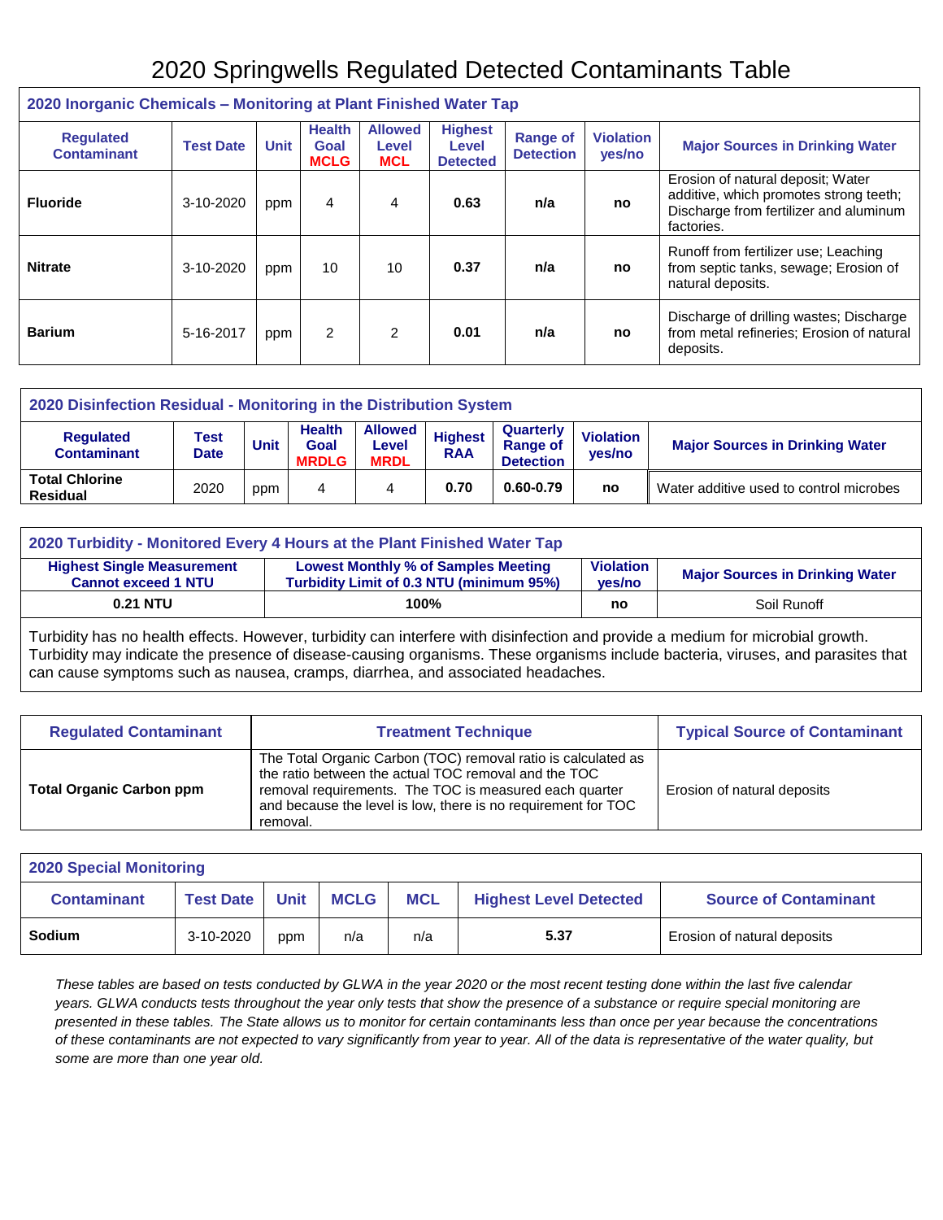# 2020 Springwells Regulated Detected Contaminants Table

| 2020 Inorganic Chemicals – Monitoring at Plant Finished Water Tap | | | | | | | | |
|---|---|---|---|---|---|---|---|---|
| **Regulated Contaminant** | **Test Date** | **Unit** | **Health Goal MCLG** | **Allowed Level MCL** | **Highest Level Detected** | **Range of Detection** | **Violation yes/no** | **Major Sources in Drinking Water** |
| **Fluoride** | 3-10-2020 | ppm | 4 | 4 | **0.63** | **n/a** | **no** | Erosion of natural deposit; Water additive, which promotes strong teeth; Discharge from fertilizer and aluminum factories. |
| **Nitrate** | 3-10-2020 | ppm | 10 | 10 | **0.37** | **n/a** | **no** | Runoff from fertilizer use; Leaching from septic tanks, sewage; Erosion of natural deposits. |
| **Barium** | 5-16-2017 | ppm | 2 | 2 | **0.01** | **n/a** | **no** | Discharge of drilling wastes; Discharge from metal refineries; Erosion of natural deposits. |

| 2020 Disinfection Residual - Monitoring in the Distribution System | | | | | | | | |
|---|---|---|---|---|---|---|---|---|
| **Regulated Contaminant** | **Test Date** | **Unit** | **Health Goal MRDLG** | **Allowed Level MRDL** | **Highest RAA** | **Quarterly Range of Detection** | **Violation yes/no** | **Major Sources in Drinking Water** |
| **Total Chlorine Residual** | 2020 | ppm | 4 | 4 | **0.70** | **0.60-0.79** | **no** | Water additive used to control microbes |

| 2020 Turbidity - Monitored Every 4 Hours at the Plant Finished Water Tap | | | |
|---|---|---|---|
| **Highest Single Measurement Cannot exceed 1 NTU** | **Lowest Monthly % of Samples Meeting Turbidity Limit of 0.3 NTU (minimum 95%)** | **Violation yes/no** | **Major Sources in Drinking Water** |
| **0.21 NTU** | **100%** | **no** | Soil Runoff |

Turbidity has no health effects. However, turbidity can interfere with disinfection and provide a medium for microbial growth. Turbidity may indicate the presence of disease-causing organisms. These organisms include bacteria, viruses, and parasites that can cause symptoms such as nausea, cramps, diarrhea, and associated headaches.

| Regulated Contaminant | Treatment Technique | Typical Source of Contaminant |
|---|---|---|
| **Total Organic Carbon ppm** | The Total Organic Carbon (TOC) removal ratio is calculated as the ratio between the actual TOC removal and the TOC removal requirements. The TOC is measured each quarter and because the level is low, there is no requirement for TOC removal. | Erosion of natural deposits |

| 2020 Special Monitoring | | | | | | |
|---|---|---|---|---|---|---|
| **Contaminant** | **Test Date** | **Unit** | **MCLG** | **MCL** | **Highest Level Detected** | **Source of Contaminant** |
| **Sodium** | 3-10-2020 | ppm | n/a | n/a | **5.37** | Erosion of natural deposits |

*These tables are based on tests conducted by GLWA in the year 2020 or the most recent testing done within the last five calendar years. GLWA conducts tests throughout the year only tests that show the presence of a substance or require special monitoring are presented in these tables. The State allows us to monitor for certain contaminants less than once per year because the concentrations of these contaminants are not expected to vary significantly from year to year. All of the data is representative of the water quality, but some are more than one year old.*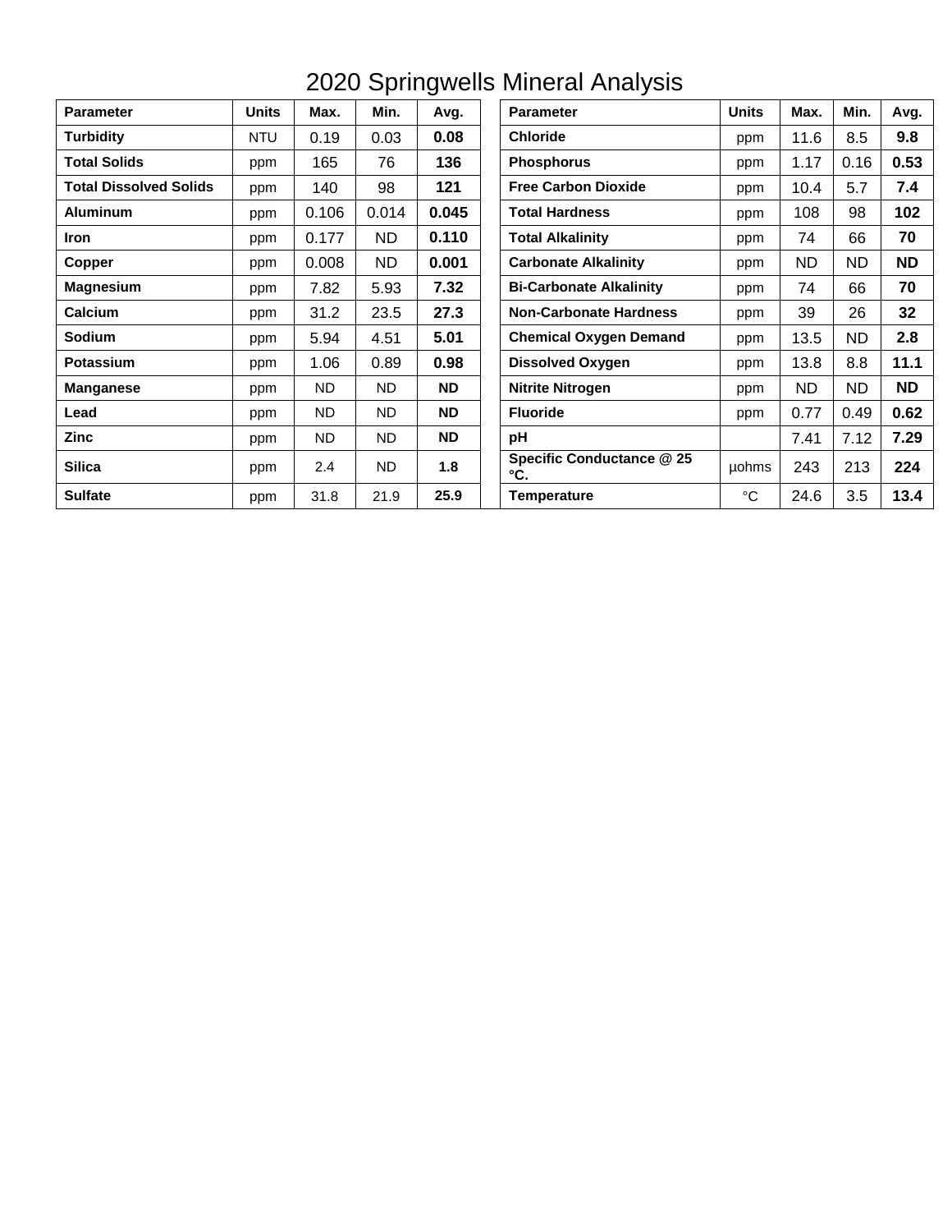# 2020 Springwells Mineral Analysis

| Parameter | Units | Max. | Min. | Avg. |
|---|---|---|---|---|
| **Turbidity** | NTU | 0.19 | 0.03 | **0.08** |
| **Total Solids** | ppm | 165 | 76 | **136** |
| **Total Dissolved Solids** | ppm | 140 | 98 | **121** |
| **Aluminum** | ppm | 0.106 | 0.014 | **0.045** |
| **Iron** | ppm | 0.177 | ND | **0.110** |
| **Copper** | ppm | 0.008 | ND | **0.001** |
| **Magnesium** | ppm | 7.82 | 5.93 | **7.32** |
| **Calcium** | ppm | 31.2 | 23.5 | **27.3** |
| **Sodium** | ppm | 5.94 | 4.51 | **5.01** |
| **Potassium** | ppm | 1.06 | 0.89 | **0.98** |
| **Manganese** | ppm | ND | ND | **ND** |
| **Lead** | ppm | ND | ND | **ND** |
| **Zinc** | ppm | ND | ND | **ND** |
| **Silica** | ppm | 2.4 | ND | **1.8** |
| **Sulfate** | ppm | 31.8 | 21.9 | **25.9** |

| Parameter | Units | Max. | Min. | Avg. |
|---|---|---|---|---|
| **Chloride** | ppm | 11.6 | 8.5 | **9.8** |
| **Phosphorus** | ppm | 1.17 | 0.16 | **0.53** |
| **Free Carbon Dioxide** | ppm | 10.4 | 5.7 | **7.4** |
| **Total Hardness** | ppm | 108 | 98 | **102** |
| **Total Alkalinity** | ppm | 74 | 66 | **70** |
| **Carbonate Alkalinity** | ppm | ND | ND | **ND** |
| **Bi-Carbonate Alkalinity** | ppm | 74 | 66 | **70** |
| **Non-Carbonate Hardness** | ppm | 39 | 26 | **32** |
| **Chemical Oxygen Demand** | ppm | 13.5 | ND | **2.8** |
| **Dissolved Oxygen** | ppm | 13.8 | 8.8 | **11.1** |
| **Nitrite Nitrogen** | ppm | ND | ND | **ND** |
| **Fluoride** | ppm | 0.77 | 0.49 | **0.62** |
| **pH** | | 7.41 | 7.12 | **7.29** |
| **Specific Conductance @ 25 °C.** | µohms | 243 | 213 | **224** |
| **Temperature** | °C | 24.6 | 3.5 | **13.4** |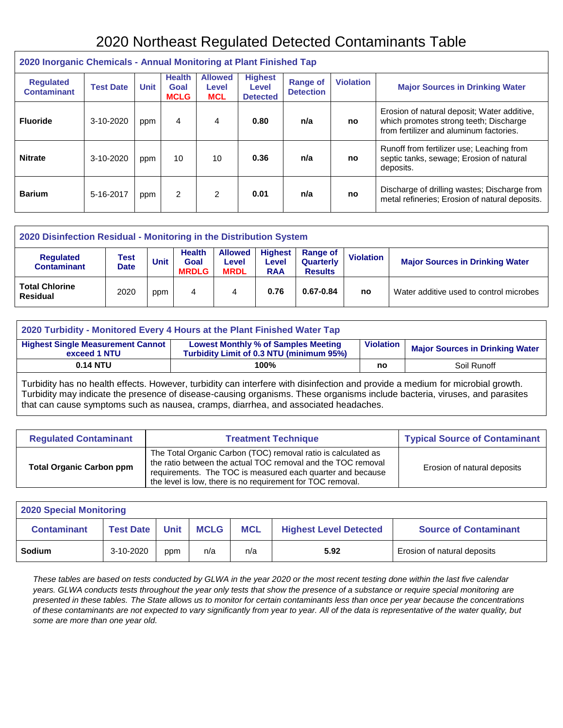# 2020 Northeast Regulated Detected Contaminants Table

| 2020 Inorganic Chemicals - Annual Monitoring at Plant Finished Tap | | | | | | | | |
|---|---|---|---|---|---|---|---|---|
| **Regulated Contaminant** | **Test Date** | **Unit** | **Health Goal MCLG** | **Allowed Level MCL** | **Highest Level Detected** | **Range of Detection** | **Violation** | **Major Sources in Drinking Water** |
| **Fluoride** | 3-10-2020 | ppm | 4 | 4 | **0.80** | **n/a** | **no** | Erosion of natural deposit; Water additive, which promotes strong teeth; Discharge from fertilizer and aluminum factories. |
| **Nitrate** | 3-10-2020 | ppm | 10 | 10 | **0.36** | **n/a** | **no** | Runoff from fertilizer use; Leaching from septic tanks, sewage; Erosion of natural deposits. |
| **Barium** | 5-16-2017 | ppm | 2 | 2 | **0.01** | **n/a** | **no** | Discharge of drilling wastes; Discharge from metal refineries; Erosion of natural deposits. |

| 2020 Disinfection Residual - Monitoring in the Distribution System | | | | | | | | |
|---|---|---|---|---|---|---|---|---|
| **Regulated Contaminant** | **Test Date** | **Unit** | **Health Goal MRDLG** | **Allowed Level MRDL** | **Highest Level RAA** | **Range of Quarterly Results** | **Violation** | **Major Sources in Drinking Water** |
| **Total Chlorine Residual** | 2020 | ppm | 4 | 4 | **0.76** | **0.67-0.84** | **no** | Water additive used to control microbes |

| 2020 Turbidity - Monitored Every 4 Hours at the Plant Finished Water Tap | | | |
|---|---|---|---|
| **Highest Single Measurement Cannot exceed 1 NTU** | **Lowest Monthly % of Samples Meeting Turbidity Limit of 0.3 NTU (minimum 95%)** | **Violation** | **Major Sources in Drinking Water** |
| **0.14 NTU** | **100%** | **no** | Soil Runoff |

Turbidity has no health effects. However, turbidity can interfere with disinfection and provide a medium for microbial growth. Turbidity may indicate the presence of disease-causing organisms. These organisms include bacteria, viruses, and parasites that can cause symptoms such as nausea, cramps, diarrhea, and associated headaches.

| Regulated Contaminant | Treatment Technique | Typical Source of Contaminant |
|---|---|---|
| **Total Organic Carbon ppm** | The Total Organic Carbon (TOC) removal ratio is calculated as the ratio between the actual TOC removal and the TOC removal requirements. The TOC is measured each quarter and because the level is low, there is no requirement for TOC removal. | Erosion of natural deposits |

| 2020 Special Monitoring | | | | | | |
|---|---|---|---|---|---|---|
| **Contaminant** | **Test Date** | **Unit** | **MCLG** | **MCL** | **Highest Level Detected** | **Source of Contaminant** |
| **Sodium** | 3-10-2020 | ppm | n/a | n/a | **5.92** | Erosion of natural deposits |

*These tables are based on tests conducted by GLWA in the year 2020 or the most recent testing done within the last five calendar years. GLWA conducts tests throughout the year only tests that show the presence of a substance or require special monitoring are presented in these tables. The State allows us to monitor for certain contaminants less than once per year because the concentrations of these contaminants are not expected to vary significantly from year to year. All of the data is representative of the water quality, but some are more than one year old.*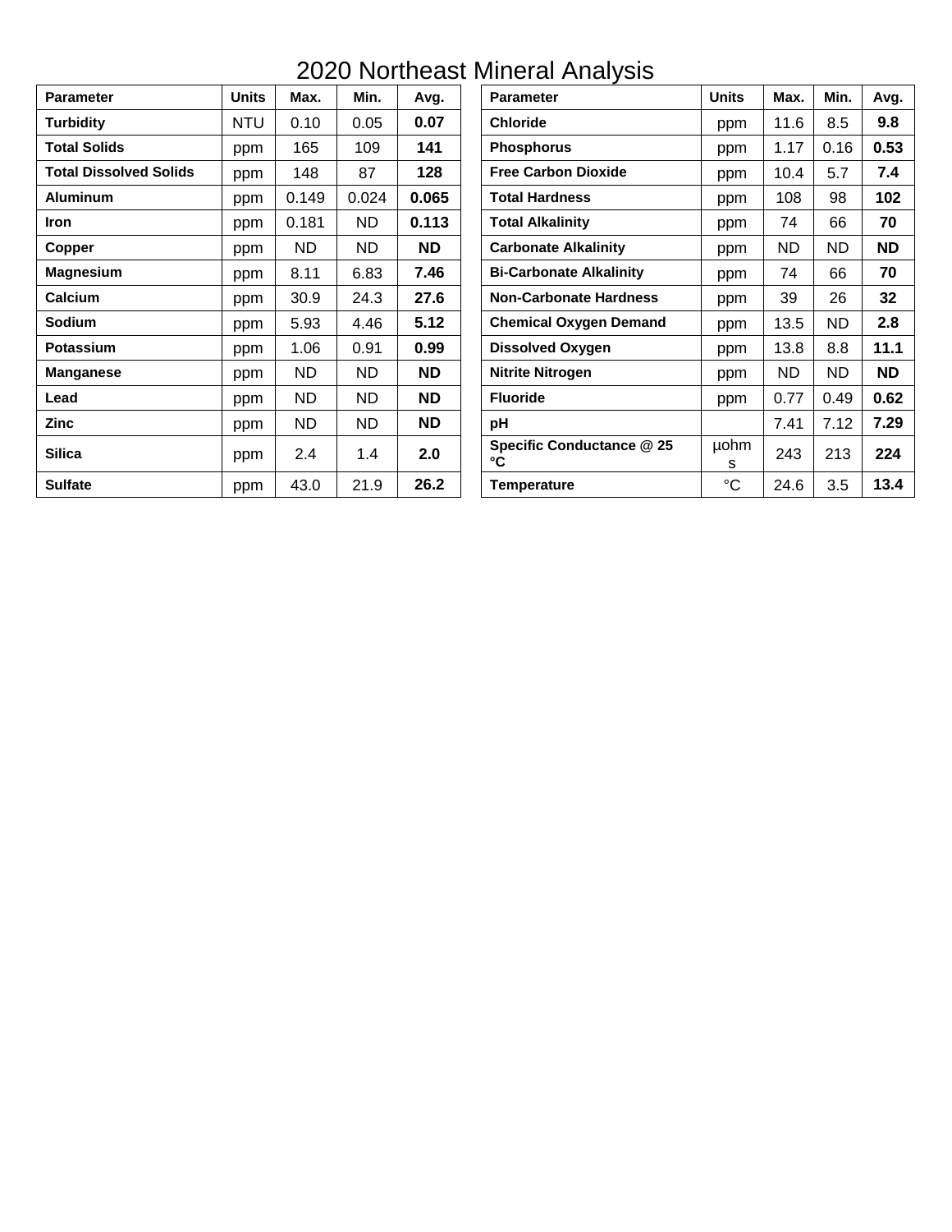# 2020 Northeast Mineral Analysis

| Parameter | Units | Max. | Min. | Avg. |
|---|---|---|---|---|
| **Turbidity** | NTU | 0.10 | 0.05 | **0.07** |
| **Total Solids** | ppm | 165 | 109 | **141** |
| **Total Dissolved Solids** | ppm | 148 | 87 | **128** |
| **Aluminum** | ppm | 0.149 | 0.024 | **0.065** |
| **Iron** | ppm | 0.181 | ND | **0.113** |
| **Copper** | ppm | ND | ND | **ND** |
| **Magnesium** | ppm | 8.11 | 6.83 | **7.46** |
| **Calcium** | ppm | 30.9 | 24.3 | **27.6** |
| **Sodium** | ppm | 5.93 | 4.46 | **5.12** |
| **Potassium** | ppm | 1.06 | 0.91 | **0.99** |
| **Manganese** | ppm | ND | ND | **ND** |
| **Lead** | ppm | ND | ND | **ND** |
| **Zinc** | ppm | ND | ND | **ND** |
| **Silica** | ppm | 2.4 | 1.4 | **2.0** |
| **Sulfate** | ppm | 43.0 | 21.9 | **26.2** |

| Parameter | Units | Max. | Min. | Avg. |
|---|---|---|---|---|
| **Chloride** | ppm | 11.6 | 8.5 | **9.8** |
| **Phosphorus** | ppm | 1.17 | 0.16 | **0.53** |
| **Free Carbon Dioxide** | ppm | 10.4 | 5.7 | **7.4** |
| **Total Hardness** | ppm | 108 | 98 | **102** |
| **Total Alkalinity** | ppm | 74 | 66 | **70** |
| **Carbonate Alkalinity** | ppm | ND | ND | **ND** |
| **Bi-Carbonate Alkalinity** | ppm | 74 | 66 | **70** |
| **Non-Carbonate Hardness** | ppm | 39 | 26 | **32** |
| **Chemical Oxygen Demand** | ppm | 13.5 | ND | **2.8** |
| **Dissolved Oxygen** | ppm | 13.8 | 8.8 | **11.1** |
| **Nitrite Nitrogen** | ppm | ND | ND | **ND** |
| **Fluoride** | ppm | 0.77 | 0.49 | **0.62** |
| **pH** | | 7.41 | 7.12 | **7.29** |
| **Specific Conductance @ 25 °C** | µohms | 243 | 213 | **224** |
| **Temperature** | °C | 24.6 | 3.5 | **13.4** |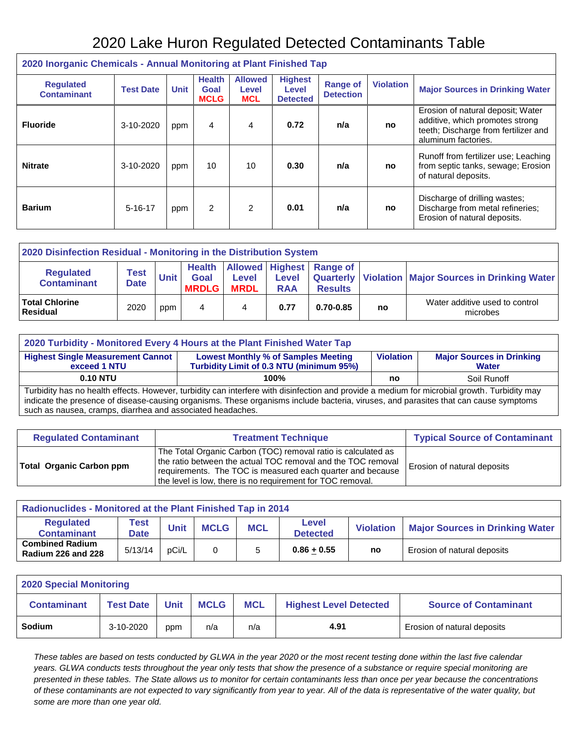# 2020 Lake Huron Regulated Detected Contaminants Table

| 2020 Inorganic Chemicals - Annual Monitoring at Plant Finished Tap | | | | | | | | |
|---|---|---|---|---|---|---|---|---|
| **Regulated Contaminant** | **Test Date** | **Unit** | **Health Goal MCLG** | **Allowed Level MCL** | **Highest Level Detected** | **Range of Detection** | **Violation** | **Major Sources in Drinking Water** |
| **Fluoride** | 3-10-2020 | ppm | 4 | 4 | **0.72** | **n/a** | **no** | Erosion of natural deposit; Water additive, which promotes strong teeth; Discharge from fertilizer and aluminum factories. |
| **Nitrate** | 3-10-2020 | ppm | 10 | 10 | **0.30** | **n/a** | **no** | Runoff from fertilizer use; Leaching from septic tanks, sewage; Erosion of natural deposits. |
| **Barium** | 5-16-17 | ppm | 2 | 2 | **0.01** | **n/a** | **no** | Discharge of drilling wastes; Discharge from metal refineries; Erosion of natural deposits. |

| 2020 Disinfection Residual - Monitoring in the Distribution System | | | | | | | | |
|---|---|---|---|---|---|---|---|---|
| **Regulated Contaminant** | **Test Date** | **Unit** | **Health Goal MRDLG** | **Allowed Level MRDL** | **Highest Level RAA** | **Range of Quarterly Results** | **Violation** | **Major Sources in Drinking Water** |
| **Total Chlorine Residual** | 2020 | ppm | 4 | 4 | **0.77** | **0.70-0.85** | **no** | Water additive used to control microbes |

| 2020 Turbidity - Monitored Every 4 Hours at the Plant Finished Water Tap | | | |
|---|---|---|---|
| **Highest Single Measurement Cannot exceed 1 NTU** | **Lowest Monthly % of Samples Meeting Turbidity Limit of 0.3 NTU (minimum 95%)** | **Violation** | **Major Sources in Drinking Water** |
| **0.10 NTU** | **100%** | **no** | Soil Runoff |
| Turbidity has no health effects. However, turbidity can interfere with disinfection and provide a medium for microbial growth. Turbidity may indicate the presence of disease-causing organisms. These organisms include bacteria, viruses, and parasites that can cause symptoms such as nausea, cramps, diarrhea and associated headaches. | | | |

| Regulated Contaminant | Treatment Technique | Typical Source of Contaminant |
|---|---|---|
| **Total Organic Carbon ppm** | The Total Organic Carbon (TOC) removal ratio is calculated as the ratio between the actual TOC removal and the TOC removal requirements. The TOC is measured each quarter and because the level is low, there is no requirement for TOC removal. | Erosion of natural deposits |

| Radionuclides - Monitored at the Plant Finished Tap in 2014 | | | | | | | |
|---|---|---|---|---|---|---|---|
| **Regulated Contaminant** | **Test Date** | **Unit** | **MCLG** | **MCL** | **Level Detected** | **Violation** | **Major Sources in Drinking Water** |
| **Combined Radium Radium 226 and 228** | 5/13/14 | pCi/L | 0 | 5 | **0.86 ± 0.55** | **no** | Erosion of natural deposits |

| 2020 Special Monitoring | | | | | | |
|---|---|---|---|---|---|---|
| **Contaminant** | **Test Date** | **Unit** | **MCLG** | **MCL** | **Highest Level Detected** | **Source of Contaminant** |
| **Sodium** | 3-10-2020 | ppm | n/a | n/a | **4.91** | Erosion of natural deposits |

*These tables are based on tests conducted by GLWA in the year 2020 or the most recent testing done within the last five calendar years. GLWA conducts tests throughout the year only tests that show the presence of a substance or require special monitoring are presented in these tables. The State allows us to monitor for certain contaminants less than once per year because the concentrations of these contaminants are not expected to vary significantly from year to year. All of the data is representative of the water quality, but some are more than one year old.*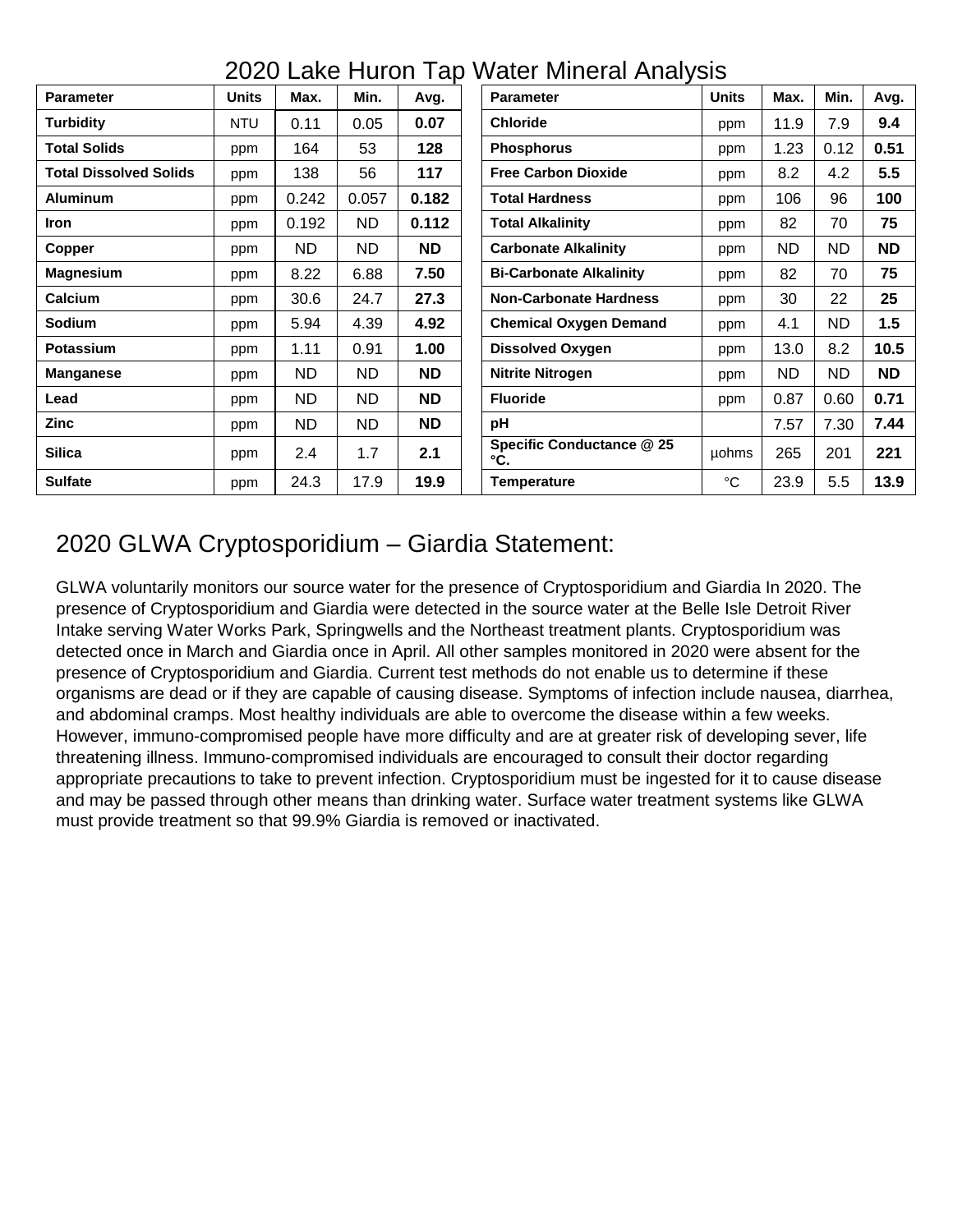# 2020 Lake Huron Tap Water Mineral Analysis

| Parameter | Units | Max. | Min. | Avg. | Parameter | Units | Max. | Min. | Avg. |
|---|---|---|---|---|---|---|---|---|---|
| **Turbidity** | NTU | 0.11 | 0.05 | **0.07** | **Chloride** | ppm | 11.9 | 7.9 | **9.4** |
| **Total Solids** | ppm | 164 | 53 | **128** | **Phosphorus** | ppm | 1.23 | 0.12 | **0.51** |
| **Total Dissolved Solids** | ppm | 138 | 56 | **117** | **Free Carbon Dioxide** | ppm | 8.2 | 4.2 | **5.5** |
| **Aluminum** | ppm | 0.242 | 0.057 | **0.182** | **Total Hardness** | ppm | 106 | 96 | **100** |
| **Iron** | ppm | 0.192 | ND | **0.112** | **Total Alkalinity** | ppm | 82 | 70 | **75** |
| **Copper** | ppm | ND | ND | **ND** | **Carbonate Alkalinity** | ppm | ND | ND | **ND** |
| **Magnesium** | ppm | 8.22 | 6.88 | **7.50** | **Bi-Carbonate Alkalinity** | ppm | 82 | 70 | **75** |
| **Calcium** | ppm | 30.6 | 24.7 | **27.3** | **Non-Carbonate Hardness** | ppm | 30 | 22 | **25** |
| **Sodium** | ppm | 5.94 | 4.39 | **4.92** | **Chemical Oxygen Demand** | ppm | 4.1 | ND | **1.5** |
| **Potassium** | ppm | 1.11 | 0.91 | **1.00** | **Dissolved Oxygen** | ppm | 13.0 | 8.2 | **10.5** |
| **Manganese** | ppm | ND | ND | **ND** | **Nitrite Nitrogen** | ppm | ND | ND | **ND** |
| **Lead** | ppm | ND | ND | **ND** | **Fluoride** | ppm | 0.87 | 0.60 | **0.71** |
| **Zinc** | ppm | ND | ND | **ND** | **pH** | | 7.57 | 7.30 | **7.44** |
| **Silica** | ppm | 2.4 | 1.7 | **2.1** | **Specific Conductance @ 25 °C.** | μohms | 265 | 201 | **221** |
| **Sulfate** | ppm | 24.3 | 17.9 | **19.9** | **Temperature** | °C | 23.9 | 5.5 | **13.9** |

## 2020 GLWA Cryptosporidium – Giardia Statement:

GLWA voluntarily monitors our source water for the presence of Cryptosporidium and Giardia In 2020. The presence of Cryptosporidium and Giardia were detected in the source water at the Belle Isle Detroit River Intake serving Water Works Park, Springwells and the Northeast treatment plants. Cryptosporidium was detected once in March and Giardia once in April. All other samples monitored in 2020 were absent for the presence of Cryptosporidium and Giardia. Current test methods do not enable us to determine if these organisms are dead or if they are capable of causing disease. Symptoms of infection include nausea, diarrhea, and abdominal cramps. Most healthy individuals are able to overcome the disease within a few weeks. However, immuno-compromised people have more difficulty and are at greater risk of developing sever, life threatening illness. Immuno-compromised individuals are encouraged to consult their doctor regarding appropriate precautions to take to prevent infection. Cryptosporidium must be ingested for it to cause disease and may be passed through other means than drinking water. Surface water treatment systems like GLWA must provide treatment so that 99.9% Giardia is removed or inactivated.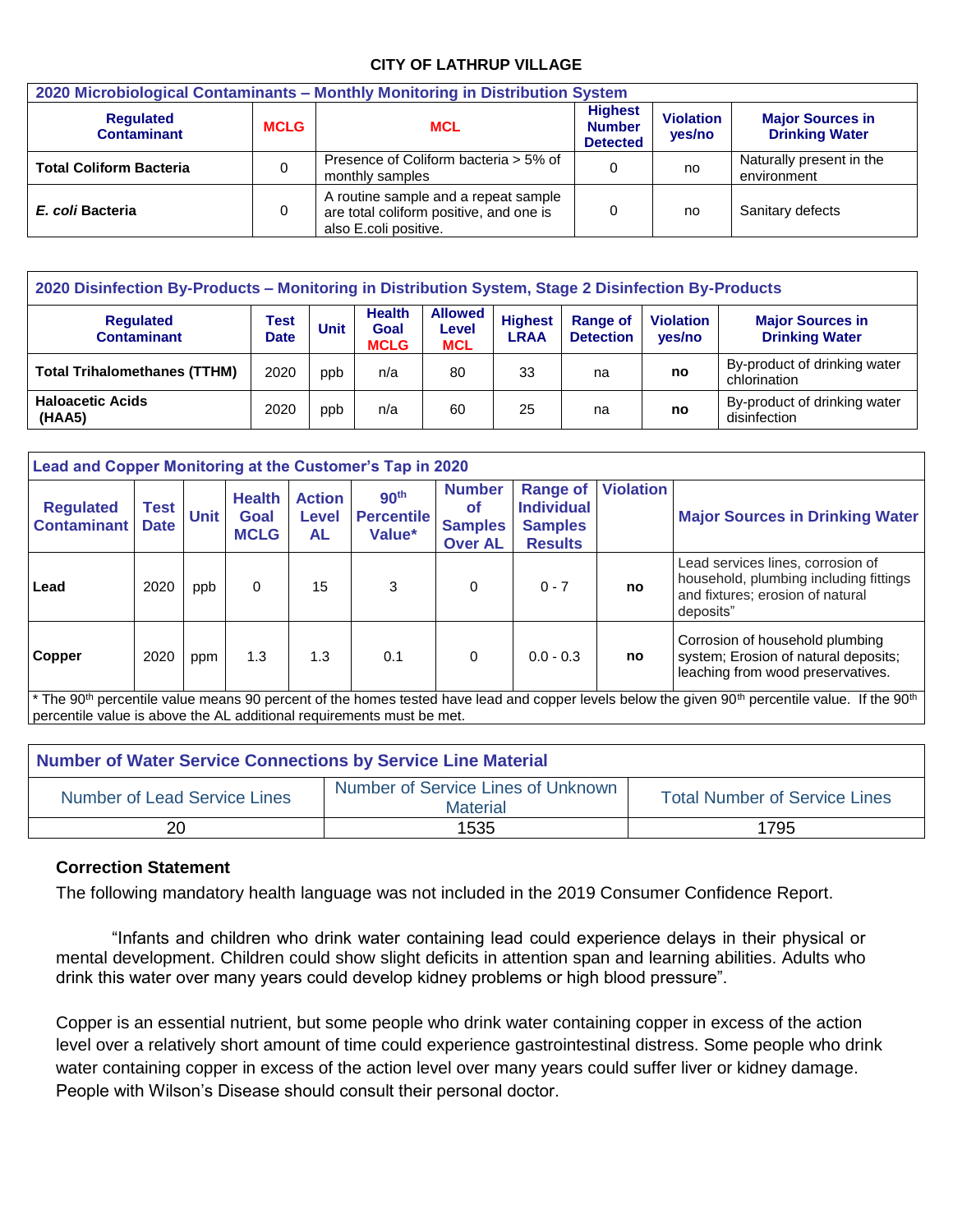# CITY OF LATHRUP VILLAGE

| 2020 Microbiological Contaminants – Monthly Monitoring in Distribution System | | | | | |
|---|---|---|---|---|---|
| **Regulated Contaminant** | **MCLG** | **MCL** | **Highest Number Detected** | **Violation yes/no** | **Major Sources in Drinking Water** |
| **Total Coliform Bacteria** | 0 | Presence of Coliform bacteria > 5% of monthly samples | 0 | no | Naturally present in the environment |
| ***E. coli* Bacteria** | 0 | A routine sample and a repeat sample are total coliform positive, and one is also E.coli positive. | 0 | no | Sanitary defects |

| 2020 Disinfection By-Products – Monitoring in Distribution System, Stage 2 Disinfection By-Products | | | | | | | | |
|---|---|---|---|---|---|---|---|---|
| **Regulated Contaminant** | **Test Date** | **Unit** | **Health Goal MCLG** | **Allowed Level MCL** | **Highest LRAA** | **Range of Detection** | **Violation yes/no** | **Major Sources in Drinking Water** |
| **Total Trihalomethanes (TTHM)** | 2020 | ppb | n/a | 80 | 33 | na | **no** | By-product of drinking water chlorination |
| **Haloacetic Acids (HAA5)** | 2020 | ppb | n/a | 60 | 25 | na | **no** | By-product of drinking water disinfection |

| Lead and Copper Monitoring at the Customer's Tap in 2020 | | | | | | | | | |
|---|---|---|---|---|---|---|---|---|---|
| **Regulated Contaminant** | **Test Date** | **Unit** | **Health Goal MCLG** | **Action Level AL** | **90th Percentile Value*** | **Number of Samples Over AL** | **Range of Individual Samples Results** | **Violation** | **Major Sources in Drinking Water** |
| **Lead** | 2020 | ppb | 0 | 15 | 3 | 0 | 0 - 7 | **no** | Lead services lines, corrosion of household, plumbing including fittings and fixtures; erosion of natural deposits" |
| **Copper** | 2020 | ppm | 1.3 | 1.3 | 0.1 | 0 | 0.0 - 0.3 | **no** | Corrosion of household plumbing system; Erosion of natural deposits; leaching from wood preservatives. |

* The 90th percentile value means 90 percent of the homes tested have lead and copper levels below the given 90th percentile value. If the 90th percentile value is above the AL additional requirements must be met.

| Number of Water Service Connections by Service Line Material | | |
|---|---|---|
| Number of Lead Service Lines | Number of Service Lines of Unknown Material | Total Number of Service Lines |
| 20 | 1535 | 1795 |

## Correction Statement

The following mandatory health language was not included in the 2019 Consumer Confidence Report.

"Infants and children who drink water containing lead could experience delays in their physical or mental development. Children could show slight deficits in attention span and learning abilities. Adults who drink this water over many years could develop kidney problems or high blood pressure".

Copper is an essential nutrient, but some people who drink water containing copper in excess of the action level over a relatively short amount of time could experience gastrointestinal distress. Some people who drink water containing copper in excess of the action level over many years could suffer liver or kidney damage. People with Wilson's Disease should consult their personal doctor.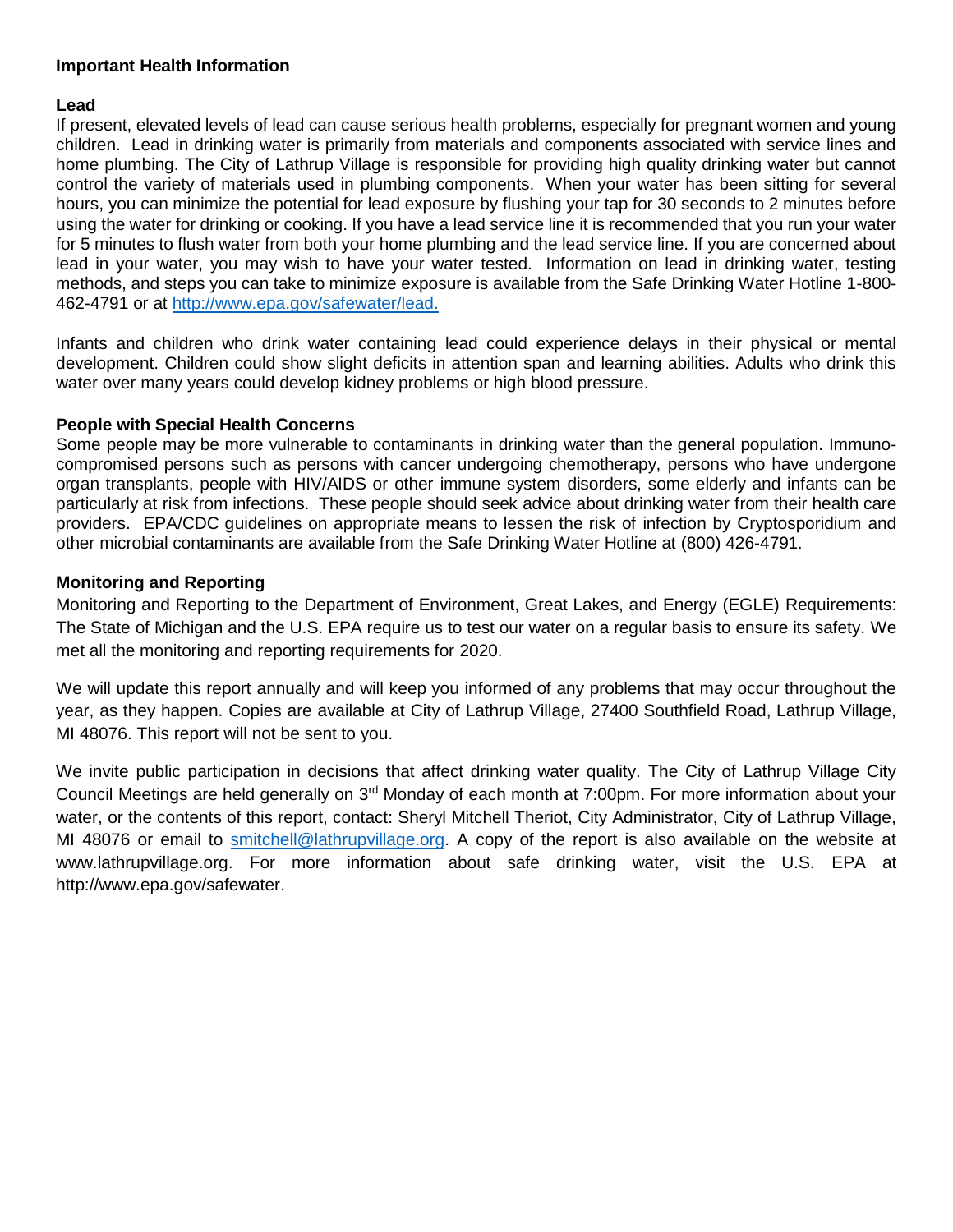**Important Health Information**

**Lead**

If present, elevated levels of lead can cause serious health problems, especially for pregnant women and young children. Lead in drinking water is primarily from materials and components associated with service lines and home plumbing. The City of Lathrup Village is responsible for providing high quality drinking water but cannot control the variety of materials used in plumbing components. When your water has been sitting for several hours, you can minimize the potential for lead exposure by flushing your tap for 30 seconds to 2 minutes before using the water for drinking or cooking. If you have a lead service line it is recommended that you run your water for 5 minutes to flush water from both your home plumbing and the lead service line. If you are concerned about lead in your water, you may wish to have your water tested. Information on lead in drinking water, testing methods, and steps you can take to minimize exposure is available from the Safe Drinking Water Hotline 1-800-462-4791 or at http://www.epa.gov/safewater/lead.

Infants and children who drink water containing lead could experience delays in their physical or mental development. Children could show slight deficits in attention span and learning abilities. Adults who drink this water over many years could develop kidney problems or high blood pressure.

**People with Special Health Concerns**

Some people may be more vulnerable to contaminants in drinking water than the general population. Immuno-compromised persons such as persons with cancer undergoing chemotherapy, persons who have undergone organ transplants, people with HIV/AIDS or other immune system disorders, some elderly and infants can be particularly at risk from infections. These people should seek advice about drinking water from their health care providers. EPA/CDC guidelines on appropriate means to lessen the risk of infection by Cryptosporidium and other microbial contaminants are available from the Safe Drinking Water Hotline at (800) 426-4791.

**Monitoring and Reporting**

Monitoring and Reporting to the Department of Environment, Great Lakes, and Energy (EGLE) Requirements: The State of Michigan and the U.S. EPA require us to test our water on a regular basis to ensure its safety. We met all the monitoring and reporting requirements for 2020.

We will update this report annually and will keep you informed of any problems that may occur throughout the year, as they happen. Copies are available at City of Lathrup Village, 27400 Southfield Road, Lathrup Village, MI 48076. This report will not be sent to you.

We invite public participation in decisions that affect drinking water quality. The City of Lathrup Village City Council Meetings are held generally on 3rd Monday of each month at 7:00pm. For more information about your water, or the contents of this report, contact: Sheryl Mitchell Theriot, City Administrator, City of Lathrup Village, MI 48076 or email to smitchell@lathrupvillage.org. A copy of the report is also available on the website at www.lathrupvillage.org. For more information about safe drinking water, visit the U.S. EPA at http://www.epa.gov/safewater.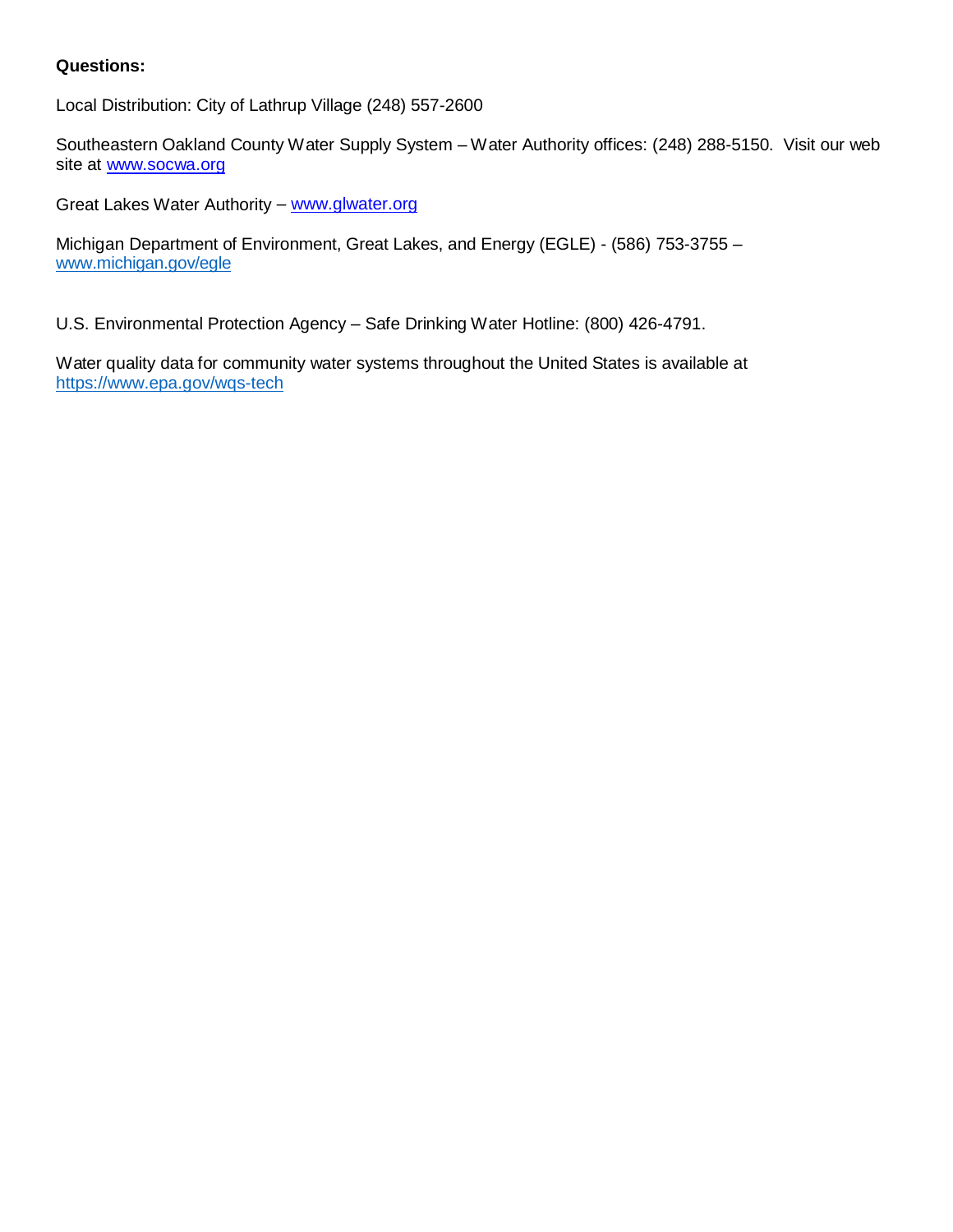**Questions:**

Local Distribution: City of Lathrup Village (248) 557-2600

Southeastern Oakland County Water Supply System – Water Authority offices: (248) 288-5150.  Visit our web site at [www.socwa.org](www.socwa.org)

Great Lakes Water Authority – [www.glwater.org](www.glwater.org)

Michigan Department of Environment, Great Lakes, and Energy (EGLE) - (586) 753-3755 – [www.michigan.gov/egle](www.michigan.gov/egle)

U.S. Environmental Protection Agency – Safe Drinking Water Hotline: (800) 426-4791.

Water quality data for community water systems throughout the United States is available at [https://www.epa.gov/wqs-tech](https://www.epa.gov/wqs-tech)